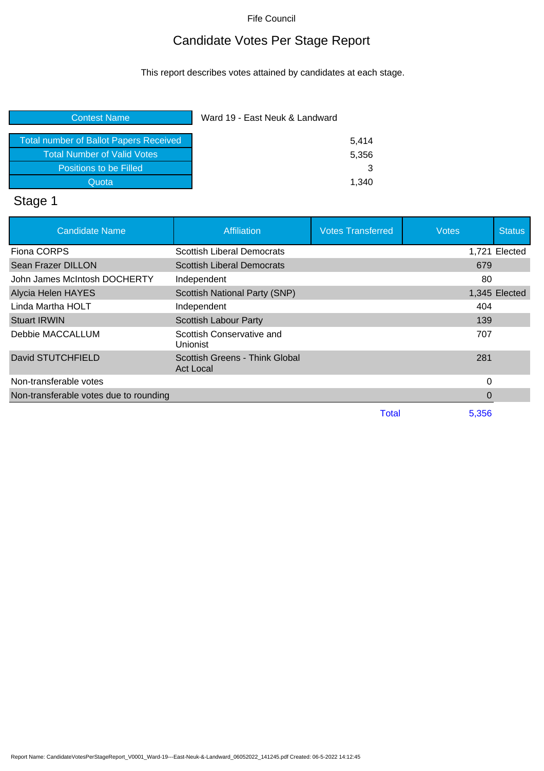Fife Council

# Candidate Votes Per Stage Report

This report describes votes attained by candidates at each stage.

| Contest Name | Ward 19 - East Neuk & Landward |
| --- | --- |
| Total number of Ballot Papers Received | 5,414 |
| Total Number of Valid Votes | 5,356 |
| Positions to be Filled | 3 |
| Quota | 1,340 |

## Stage 1

| Candidate Name | Affiliation | Votes Transferred | Votes | Status |
| --- | --- | --- | --- | --- |
| Fiona CORPS | Scottish Liberal Democrats | | 1,721 | Elected |
| Sean Frazer DILLON | Scottish Liberal Democrats | | 679 | |
| John James McIntosh DOCHERTY | Independent | | 80 | |
| Alycia Helen HAYES | Scottish National Party (SNP) | | 1,345 | Elected |
| Linda Martha HOLT | Independent | | 404 | |
| Stuart IRWIN | Scottish Labour Party | | 139 | |
| Debbie MACCALLUM | Scottish Conservative and Unionist | | 707 | |
| David STUTCHFIELD | Scottish Greens - Think Global Act Local | | 281 | |
| Non-transferable votes | | | 0 | |
| Non-transferable votes due to rounding | | | 0 | |
| | | Total | 5,356 | |

Report Name: CandidateVotesPerStageReport_V0001_Ward-19---East-Neuk-&-Landward_06052022_141245.pdf Created: 06-5-2022 14:12:45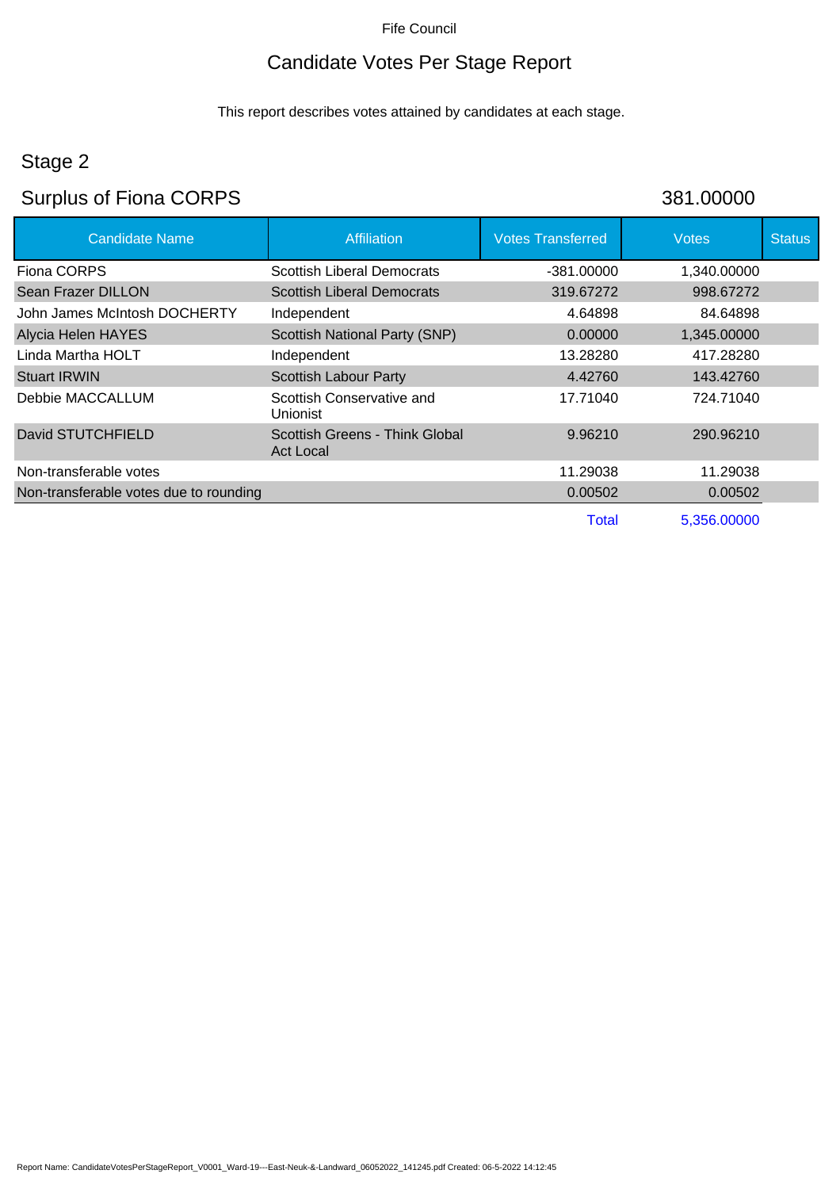Fife Council

# Candidate Votes Per Stage Report

This report describes votes attained by candidates at each stage.

## Stage 2

## Surplus of Fiona CORPS 381.00000

| Candidate Name | Affiliation | Votes Transferred | Votes | Status |
|---|---|---|---|---|
| Fiona CORPS | Scottish Liberal Democrats | -381.00000 | 1,340.00000 | |
| Sean Frazer DILLON | Scottish Liberal Democrats | 319.67272 | 998.67272 | |
| John James McIntosh DOCHERTY | Independent | 4.64898 | 84.64898 | |
| Alycia Helen HAYES | Scottish National Party (SNP) | 0.00000 | 1,345.00000 | |
| Linda Martha HOLT | Independent | 13.28280 | 417.28280 | |
| Stuart IRWIN | Scottish Labour Party | 4.42760 | 143.42760 | |
| Debbie MACCALLUM | Scottish Conservative and Unionist | 17.71040 | 724.71040 | |
| David STUTCHFIELD | Scottish Greens - Think Global Act Local | 9.96210 | 290.96210 | |
| Non-transferable votes | | 11.29038 | 11.29038 | |
| Non-transferable votes due to rounding | | 0.00502 | 0.00502 | |
| | | Total | 5,356.00000 | |

Report Name: CandidateVotesPerStageReport_V0001_Ward-19---East-Neuk-&-Landward_06052022_141245.pdf Created: 06-5-2022 14:12:45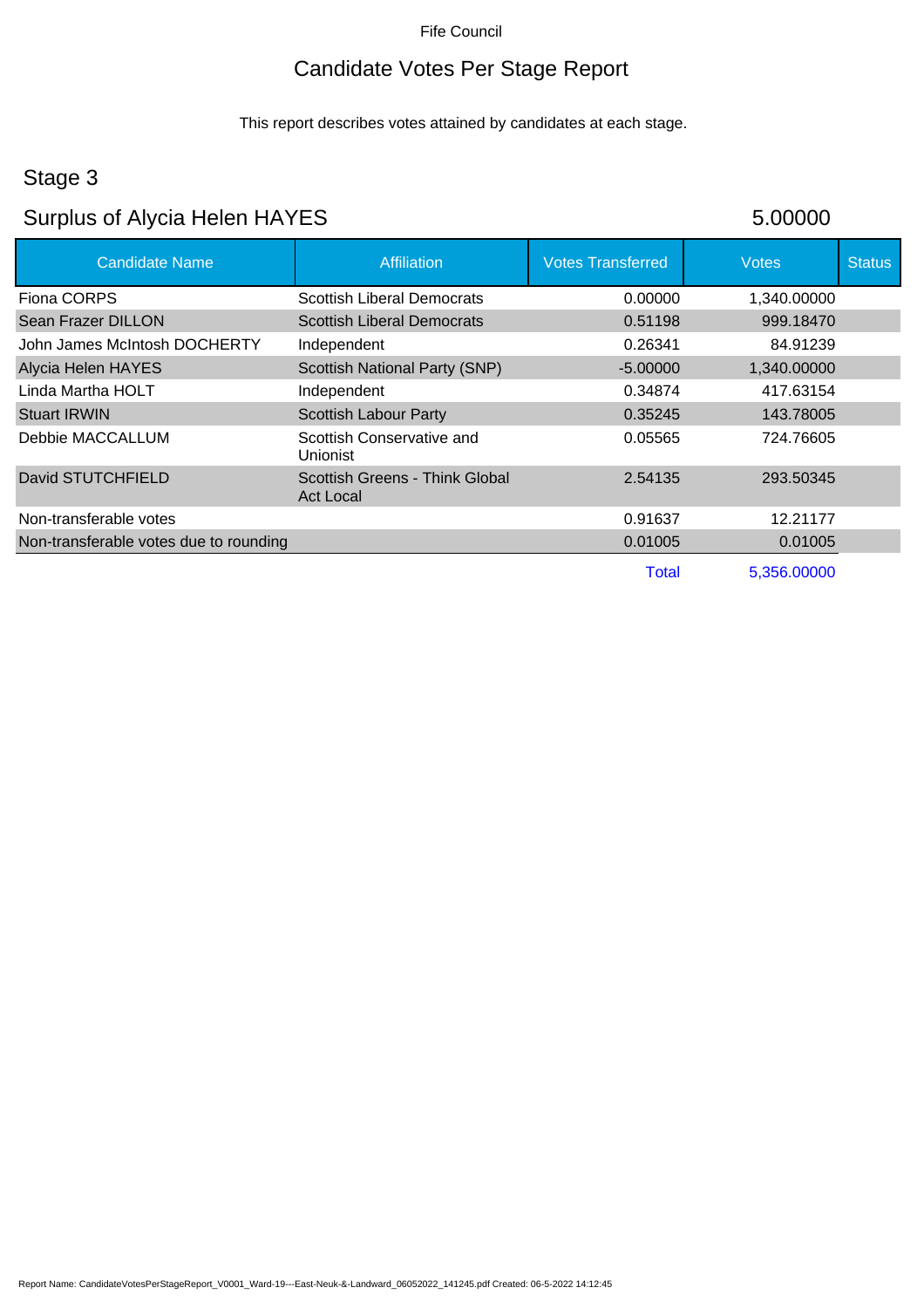Fife Council

# Candidate Votes Per Stage Report

This report describes votes attained by candidates at each stage.

## Stage 3

## Surplus of Alycia Helen HAYES 5.00000

| Candidate Name | Affiliation | Votes Transferred | Votes | Status |
|---|---|---|---|---|
| Fiona CORPS | Scottish Liberal Democrats | 0.00000 | 1,340.00000 | |
| Sean Frazer DILLON | Scottish Liberal Democrats | 0.51198 | 999.18470 | |
| John James McIntosh DOCHERTY | Independent | 0.26341 | 84.91239 | |
| Alycia Helen HAYES | Scottish National Party (SNP) | -5.00000 | 1,340.00000 | |
| Linda Martha HOLT | Independent | 0.34874 | 417.63154 | |
| Stuart IRWIN | Scottish Labour Party | 0.35245 | 143.78005 | |
| Debbie MACCALLUM | Scottish Conservative and Unionist | 0.05565 | 724.76605 | |
| David STUTCHFIELD | Scottish Greens - Think Global Act Local | 2.54135 | 293.50345 | |
| Non-transferable votes | | 0.91637 | 12.21177 | |
| Non-transferable votes due to rounding | | 0.01005 | 0.01005 | |
| | | Total | 5,356.00000 | |

Report Name: CandidateVotesPerStageReport_V0001_Ward-19---East-Neuk-&-Landward_06052022_141245.pdf Created: 06-5-2022 14:12:45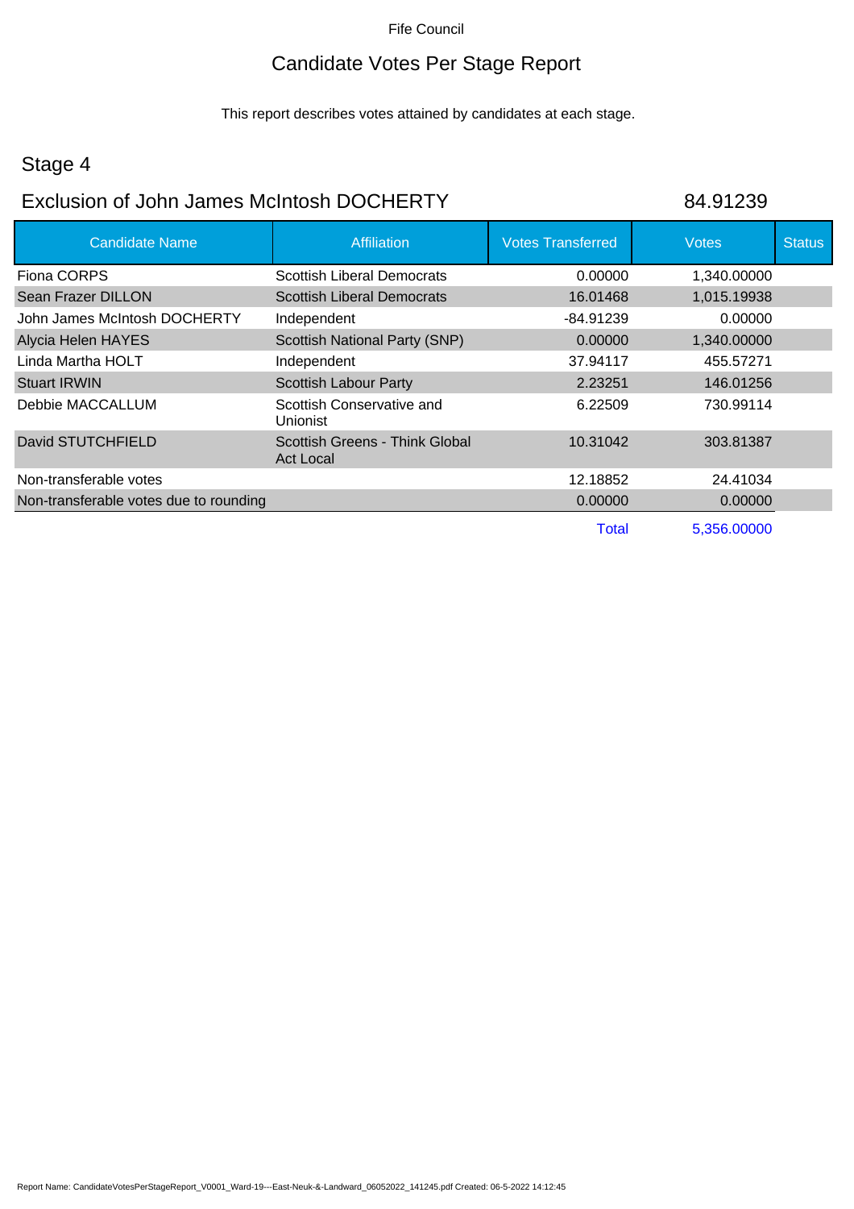Fife Council

# Candidate Votes Per Stage Report

This report describes votes attained by candidates at each stage.

## Stage 4

## Exclusion of John James McIntosh DOCHERTY 84.91239

| Candidate Name | Affiliation | Votes Transferred | Votes | Status |
|---|---|---|---|---|
| Fiona CORPS | Scottish Liberal Democrats | 0.00000 | 1,340.00000 | |
| Sean Frazer DILLON | Scottish Liberal Democrats | 16.01468 | 1,015.19938 | |
| John James McIntosh DOCHERTY | Independent | -84.91239 | 0.00000 | |
| Alycia Helen HAYES | Scottish National Party (SNP) | 0.00000 | 1,340.00000 | |
| Linda Martha HOLT | Independent | 37.94117 | 455.57271 | |
| Stuart IRWIN | Scottish Labour Party | 2.23251 | 146.01256 | |
| Debbie MACCALLUM | Scottish Conservative and Unionist | 6.22509 | 730.99114 | |
| David STUTCHFIELD | Scottish Greens - Think Global Act Local | 10.31042 | 303.81387 | |
| Non-transferable votes | | 12.18852 | 24.41034 | |
| Non-transferable votes due to rounding | | 0.00000 | 0.00000 | |
| | | Total | 5,356.00000 | |

Report Name: CandidateVotesPerStageReport_V0001_Ward-19---East-Neuk-&-Landward_06052022_141245.pdf Created: 06-5-2022 14:12:45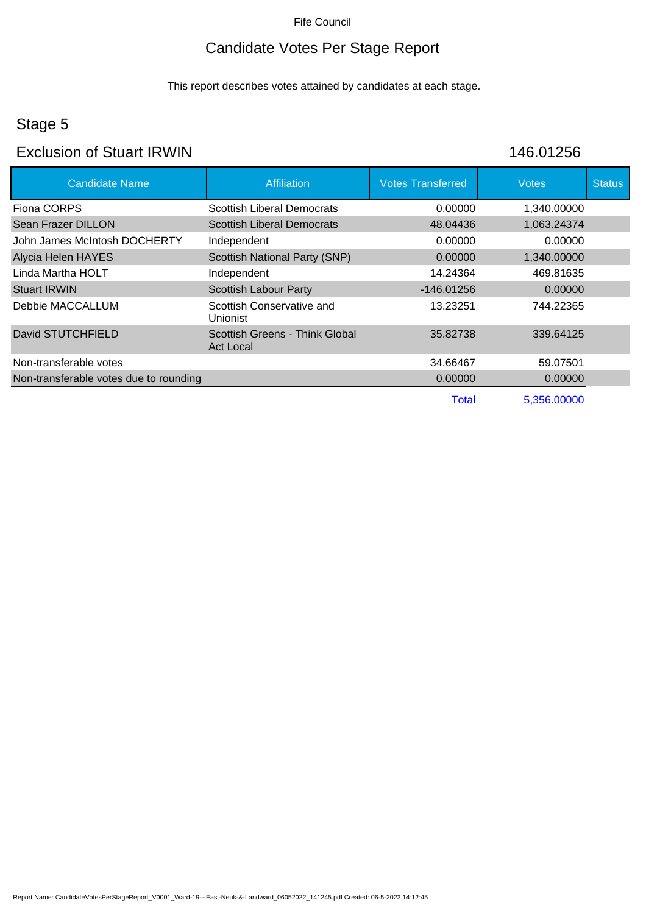Fife Council

# Candidate Votes Per Stage Report

This report describes votes attained by candidates at each stage.

## Stage 5

## Exclusion of Stuart IRWIN 146.01256

| Candidate Name | Affiliation | Votes Transferred | Votes | Status |
|---|---|---|---|---|
| Fiona CORPS | Scottish Liberal Democrats | 0.00000 | 1,340.00000 | |
| Sean Frazer DILLON | Scottish Liberal Democrats | 48.04436 | 1,063.24374 | |
| John James McIntosh DOCHERTY | Independent | 0.00000 | 0.00000 | |
| Alycia Helen HAYES | Scottish National Party (SNP) | 0.00000 | 1,340.00000 | |
| Linda Martha HOLT | Independent | 14.24364 | 469.81635 | |
| Stuart IRWIN | Scottish Labour Party | -146.01256 | 0.00000 | |
| Debbie MACCALLUM | Scottish Conservative and Unionist | 13.23251 | 744.22365 | |
| David STUTCHFIELD | Scottish Greens - Think Global Act Local | 35.82738 | 339.64125 | |
| Non-transferable votes | | 34.66467 | 59.07501 | |
| Non-transferable votes due to rounding | | 0.00000 | 0.00000 | |
| | | Total | 5,356.00000 | |

Report Name: CandidateVotesPerStageReport_V0001_Ward-19---East-Neuk-&-Landward_06052022_141245.pdf Created: 06-5-2022 14:12:45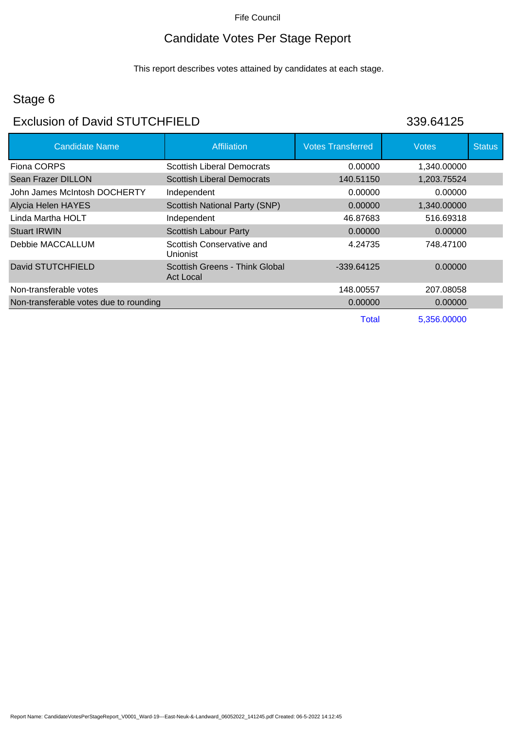Fife Council

# Candidate Votes Per Stage Report

This report describes votes attained by candidates at each stage.

## Stage 6

## Exclusion of David STUTCHFIELD 339.64125

| Candidate Name | Affiliation | Votes Transferred | Votes | Status |
|---|---|---|---|---|
| Fiona CORPS | Scottish Liberal Democrats | 0.00000 | 1,340.00000 | |
| Sean Frazer DILLON | Scottish Liberal Democrats | 140.51150 | 1,203.75524 | |
| John James McIntosh DOCHERTY | Independent | 0.00000 | 0.00000 | |
| Alycia Helen HAYES | Scottish National Party (SNP) | 0.00000 | 1,340.00000 | |
| Linda Martha HOLT | Independent | 46.87683 | 516.69318 | |
| Stuart IRWIN | Scottish Labour Party | 0.00000 | 0.00000 | |
| Debbie MACCALLUM | Scottish Conservative and Unionist | 4.24735 | 748.47100 | |
| David STUTCHFIELD | Scottish Greens - Think Global Act Local | -339.64125 | 0.00000 | |
| Non-transferable votes | | 148.00557 | 207.08058 | |
| Non-transferable votes due to rounding | | 0.00000 | 0.00000 | |
| | | Total | 5,356.00000 | |

Report Name: CandidateVotesPerStageReport_V0001_Ward-19---East-Neuk-&-Landward_06052022_141245.pdf Created: 06-5-2022 14:12:45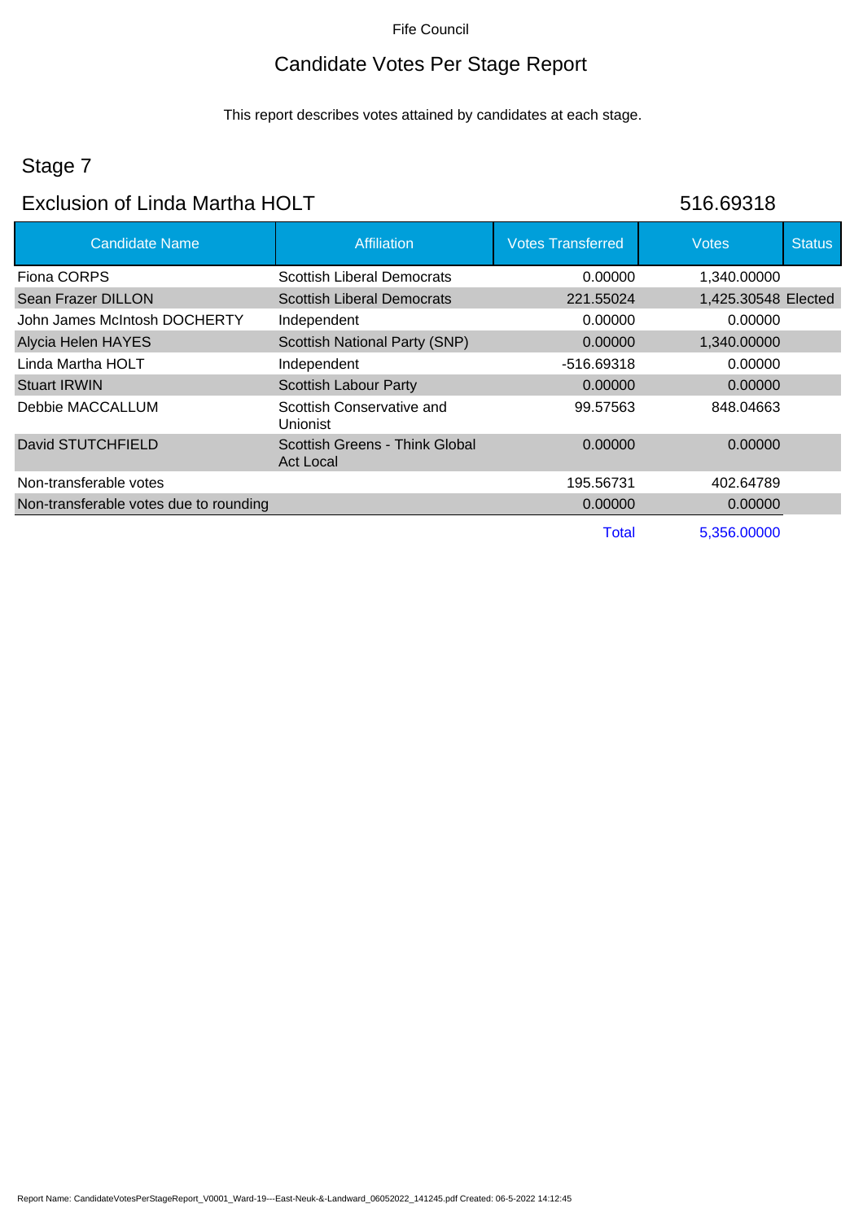Fife Council

# Candidate Votes Per Stage Report

This report describes votes attained by candidates at each stage.

## Stage 7

## Exclusion of Linda Martha HOLT 516.69318

| Candidate Name | Affiliation | Votes Transferred | Votes | Status |
|---|---|---|---|---|
| Fiona CORPS | Scottish Liberal Democrats | 0.00000 | 1,340.00000 | |
| Sean Frazer DILLON | Scottish Liberal Democrats | 221.55024 | 1,425.30548 | Elected |
| John James McIntosh DOCHERTY | Independent | 0.00000 | 0.00000 | |
| Alycia Helen HAYES | Scottish National Party (SNP) | 0.00000 | 1,340.00000 | |
| Linda Martha HOLT | Independent | -516.69318 | 0.00000 | |
| Stuart IRWIN | Scottish Labour Party | 0.00000 | 0.00000 | |
| Debbie MACCALLUM | Scottish Conservative and Unionist | 99.57563 | 848.04663 | |
| David STUTCHFIELD | Scottish Greens - Think Global Act Local | 0.00000 | 0.00000 | |
| Non-transferable votes | | 195.56731 | 402.64789 | |
| Non-transferable votes due to rounding | | 0.00000 | 0.00000 | |
| | | Total | 5,356.00000 | |

Report Name: CandidateVotesPerStageReport_V0001_Ward-19---East-Neuk-&-Landward_06052022_141245.pdf Created: 06-5-2022 14:12:45